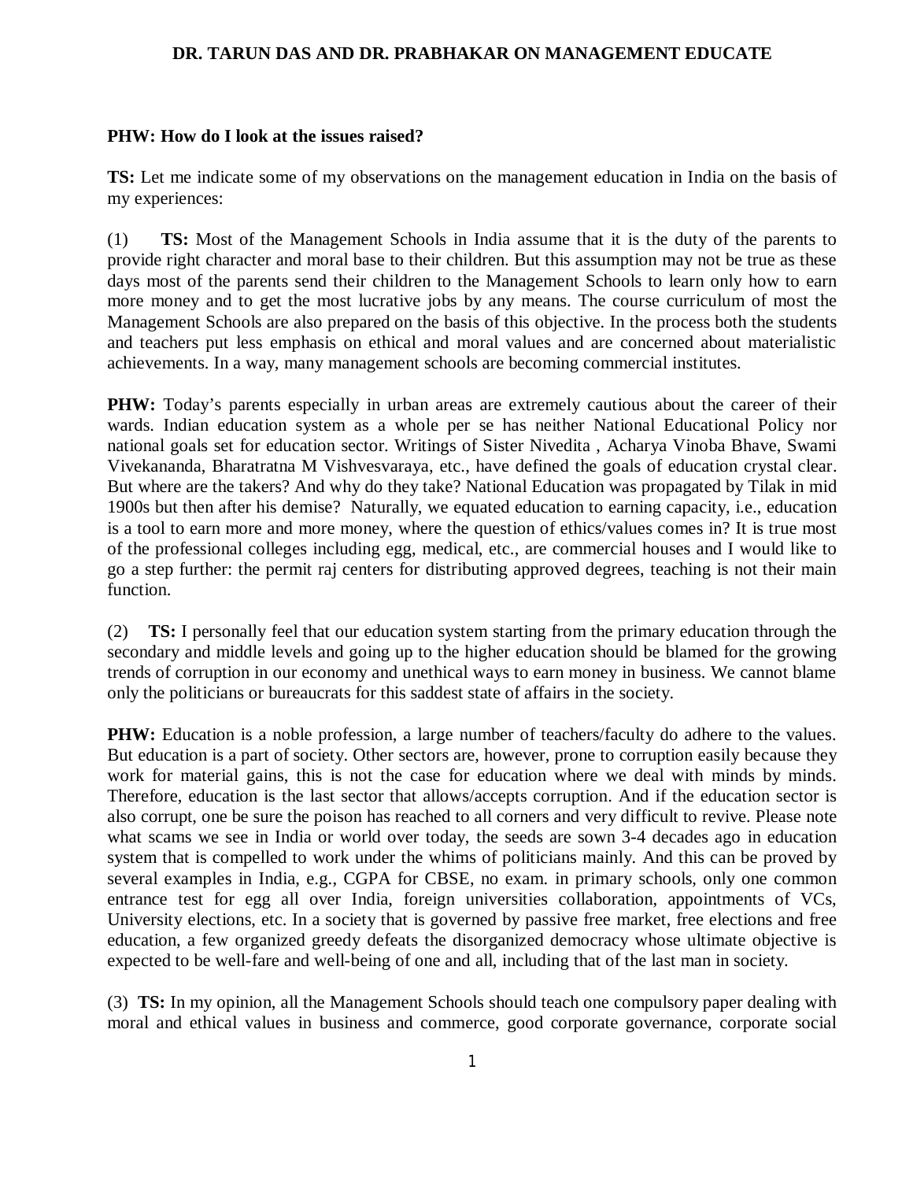# DR. TARUN DAS AND DR. PRABHAKAR ON MANAGEMENT EDUCATE

**PHW: How do I look at the issues raised?**

**TS:** Let me indicate some of my observations on the management education in India on the basis of my experiences:

(1) **TS:** Most of the Management Schools in India assume that it is the duty of the parents to provide right character and moral base to their children. But this assumption may not be true as these days most of the parents send their children to the Management Schools to learn only how to earn more money and to get the most lucrative jobs by any means. The course curriculum of most the Management Schools are also prepared on the basis of this objective. In the process both the students and teachers put less emphasis on ethical and moral values and are concerned about materialistic achievements. In a way, many management schools are becoming commercial institutes.

**PHW:** Today's parents especially in urban areas are extremely cautious about the career of their wards. Indian education system as a whole per se has neither National Educational Policy nor national goals set for education sector. Writings of Sister Nivedita , Acharya Vinoba Bhave, Swami Vivekananda, Bharatratna M Vishvesvaraya, etc., have defined the goals of education crystal clear. But where are the takers? And why do they take? National Education was propagated by Tilak in mid 1900s but then after his demise? Naturally, we equated education to earning capacity, i.e., education is a tool to earn more and more money, where the question of ethics/values comes in? It is true most of the professional colleges including egg, medical, etc., are commercial houses and I would like to go a step further: the permit raj centers for distributing approved degrees, teaching is not their main function.

(2) **TS:** I personally feel that our education system starting from the primary education through the secondary and middle levels and going up to the higher education should be blamed for the growing trends of corruption in our economy and unethical ways to earn money in business. We cannot blame only the politicians or bureaucrats for this saddest state of affairs in the society.

**PHW:** Education is a noble profession, a large number of teachers/faculty do adhere to the values. But education is a part of society. Other sectors are, however, prone to corruption easily because they work for material gains, this is not the case for education where we deal with minds by minds. Therefore, education is the last sector that allows/accepts corruption. And if the education sector is also corrupt, one be sure the poison has reached to all corners and very difficult to revive. Please note what scams we see in India or world over today, the seeds are sown 3-4 decades ago in education system that is compelled to work under the whims of politicians mainly. And this can be proved by several examples in India, e.g., CGPA for CBSE, no exam. in primary schools, only one common entrance test for egg all over India, foreign universities collaboration, appointments of VCs, University elections, etc. In a society that is governed by passive free market, free elections and free education, a few organized greedy defeats the disorganized democracy whose ultimate objective is expected to be well-fare and well-being of one and all, including that of the last man in society.

(3) **TS:** In my opinion, all the Management Schools should teach one compulsory paper dealing with moral and ethical values in business and commerce, good corporate governance, corporate social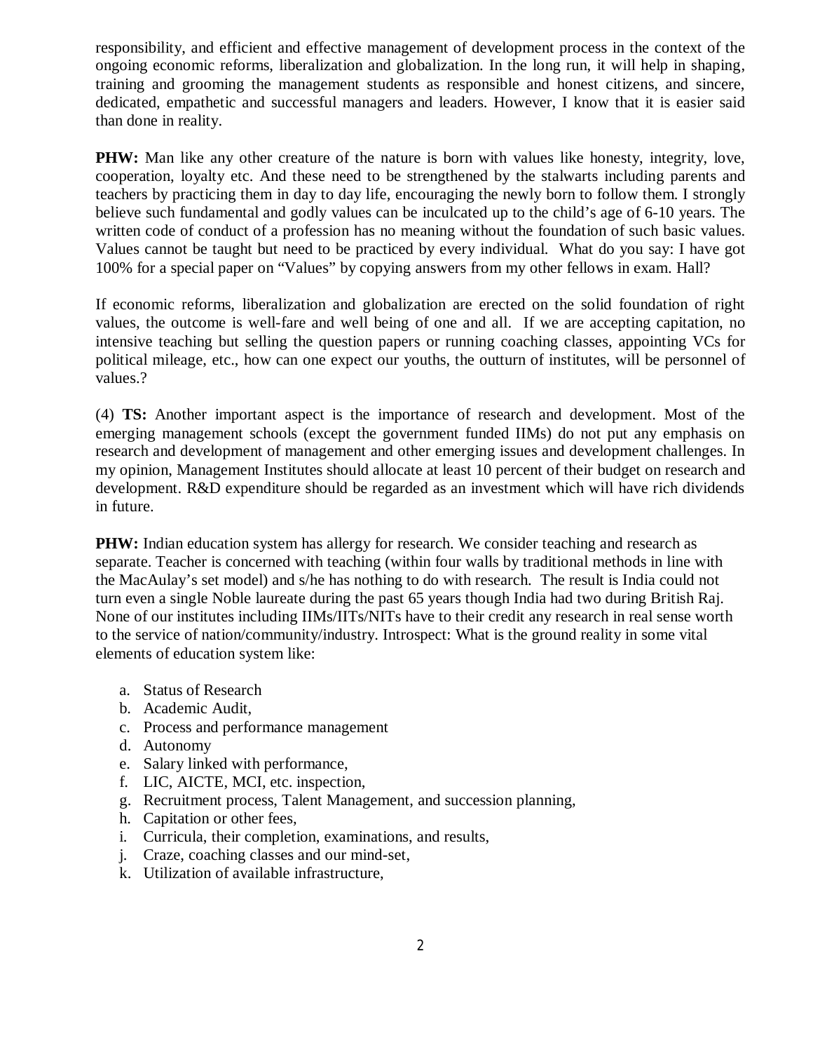responsibility, and efficient and effective management of development process in the context of the ongoing economic reforms, liberalization and globalization. In the long run, it will help in shaping, training and grooming the management students as responsible and honest citizens, and sincere, dedicated, empathetic and successful managers and leaders. However, I know that it is easier said than done in reality.

**PHW:** Man like any other creature of the nature is born with values like honesty, integrity, love, cooperation, loyalty etc. And these need to be strengthened by the stalwarts including parents and teachers by practicing them in day to day life, encouraging the newly born to follow them. I strongly believe such fundamental and godly values can be inculcated up to the child's age of 6-10 years. The written code of conduct of a profession has no meaning without the foundation of such basic values. Values cannot be taught but need to be practiced by every individual. What do you say: I have got 100% for a special paper on "Values" by copying answers from my other fellows in exam. Hall?

If economic reforms, liberalization and globalization are erected on the solid foundation of right values, the outcome is well-fare and well being of one and all. If we are accepting capitation, no intensive teaching but selling the question papers or running coaching classes, appointing VCs for political mileage, etc., how can one expect our youths, the outturn of institutes, will be personnel of values.?

(4) **TS:** Another important aspect is the importance of research and development. Most of the emerging management schools (except the government funded IIMs) do not put any emphasis on research and development of management and other emerging issues and development challenges. In my opinion, Management Institutes should allocate at least 10 percent of their budget on research and development. R&D expenditure should be regarded as an investment which will have rich dividends in future.

**PHW:** Indian education system has allergy for research. We consider teaching and research as separate. Teacher is concerned with teaching (within four walls by traditional methods in line with the MacAulay's set model) and s/he has nothing to do with research. The result is India could not turn even a single Noble laureate during the past 65 years though India had two during British Raj. None of our institutes including IIMs/IITs/NITs have to their credit any research in real sense worth to the service of nation/community/industry. Introspect: What is the ground reality in some vital elements of education system like:

a. Status of Research
b. Academic Audit,
c. Process and performance management
d. Autonomy
e. Salary linked with performance,
f. LIC, AICTE, MCI, etc. inspection,
g. Recruitment process, Talent Management, and succession planning,
h. Capitation or other fees,
i. Curricula, their completion, examinations, and results,
j. Craze, coaching classes and our mind-set,
k. Utilization of available infrastructure,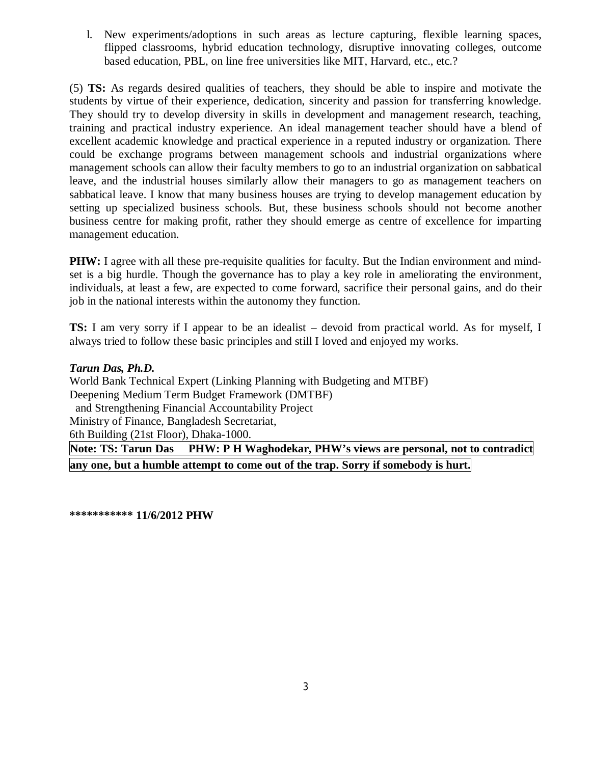l. New experiments/adoptions in such areas as lecture capturing, flexible learning spaces, flipped classrooms, hybrid education technology, disruptive innovating colleges, outcome based education, PBL, on line free universities like MIT, Harvard, etc., etc.?

(5) **TS:** As regards desired qualities of teachers, they should be able to inspire and motivate the students by virtue of their experience, dedication, sincerity and passion for transferring knowledge. They should try to develop diversity in skills in development and management research, teaching, training and practical industry experience. An ideal management teacher should have a blend of excellent academic knowledge and practical experience in a reputed industry or organization. There could be exchange programs between management schools and industrial organizations where management schools can allow their faculty members to go to an industrial organization on sabbatical leave, and the industrial houses similarly allow their managers to go as management teachers on sabbatical leave. I know that many business houses are trying to develop management education by setting up specialized business schools. But, these business schools should not become another business centre for making profit, rather they should emerge as centre of excellence for imparting management education.

**PHW:** I agree with all these pre-requisite qualities for faculty. But the Indian environment and mind-set is a big hurdle. Though the governance has to play a key role in ameliorating the environment, individuals, at least a few, are expected to come forward, sacrifice their personal gains, and do their job in the national interests within the autonomy they function.

**TS:** I am very sorry if I appear to be an idealist – devoid from practical world. As for myself, I always tried to follow these basic principles and still I loved and enjoyed my works.

***Tarun Das, Ph.D.***
World Bank Technical Expert (Linking Planning with Budgeting and MTBF)
Deepening Medium Term Budget Framework (DMTBF)
and Strengthening Financial Accountability Project
Ministry of Finance, Bangladesh Secretariat,
6th Building (21st Floor), Dhaka-1000.

**Note: TS: Tarun Das PHW: P H Waghodekar, PHW's views are personal, not to contradict any one, but a humble attempt to come out of the trap. Sorry if somebody is hurt.**

**\*\*\*\*\*\*\*\*\*\*\* 11/6/2012 PHW**